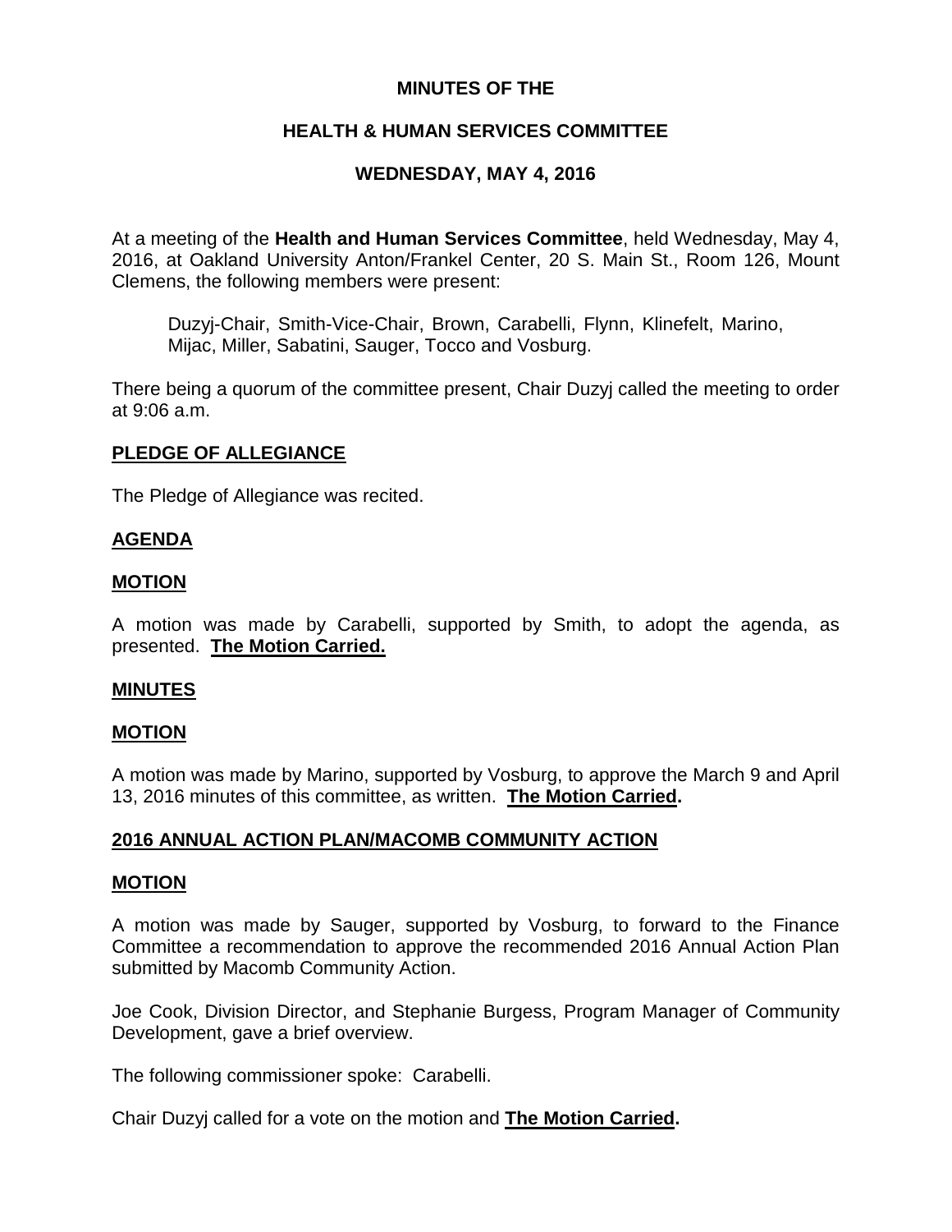**MINUTES OF THE**

**HEALTH & HUMAN SERVICES COMMITTEE**

**WEDNESDAY, MAY 4, 2016**

At a meeting of the **Health and Human Services Committee**, held Wednesday, May 4, 2016, at Oakland University Anton/Frankel Center, 20 S. Main St., Room 126, Mount Clemens, the following members were present:

> Duzyj-Chair, Smith-Vice-Chair, Brown, Carabelli, Flynn, Klinefelt, Marino, Mijac, Miller, Sabatini, Sauger, Tocco and Vosburg.

There being a quorum of the committee present, Chair Duzyj called the meeting to order at 9:06 a.m.

**PLEDGE OF ALLEGIANCE**

The Pledge of Allegiance was recited.

**AGENDA**

**MOTION**

A motion was made by Carabelli, supported by Smith, to adopt the agenda, as presented. **The Motion Carried.**

**MINUTES**

**MOTION**

A motion was made by Marino, supported by Vosburg, to approve the March 9 and April 13, 2016 minutes of this committee, as written. **The Motion Carried.**

**2016 ANNUAL ACTION PLAN/MACOMB COMMUNITY ACTION**

**MOTION**

A motion was made by Sauger, supported by Vosburg, to forward to the Finance Committee a recommendation to approve the recommended 2016 Annual Action Plan submitted by Macomb Community Action.

Joe Cook, Division Director, and Stephanie Burgess, Program Manager of Community Development, gave a brief overview.

The following commissioner spoke: Carabelli.

Chair Duzyj called for a vote on the motion and **The Motion Carried.**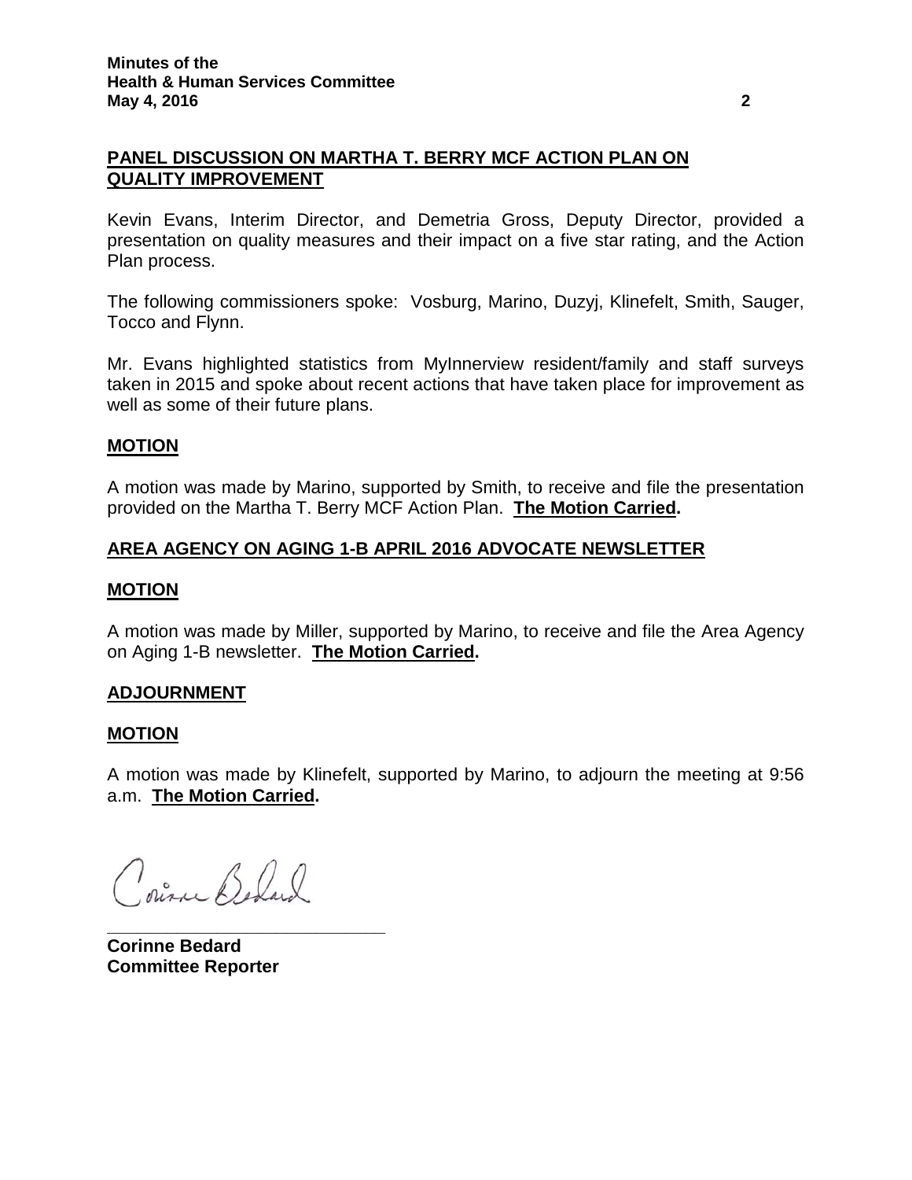## PANEL DISCUSSION ON MARTHA T. BERRY MCF ACTION PLAN ON QUALITY IMPROVEMENT

Kevin Evans, Interim Director, and Demetria Gross, Deputy Director, provided a presentation on quality measures and their impact on a five star rating, and the Action Plan process.

The following commissioners spoke: Vosburg, Marino, Duzyj, Klinefelt, Smith, Sauger, Tocco and Flynn.

Mr. Evans highlighted statistics from MyInnerview resident/family and staff surveys taken in 2015 and spoke about recent actions that have taken place for improvement as well as some of their future plans.

### MOTION

A motion was made by Marino, supported by Smith, to receive and file the presentation provided on the Martha T. Berry MCF Action Plan. **The Motion Carried.**

## AREA AGENCY ON AGING 1-B APRIL 2016 ADVOCATE NEWSLETTER

### MOTION

A motion was made by Miller, supported by Marino, to receive and file the Area Agency on Aging 1-B newsletter. **The Motion Carried.**

## ADJOURNMENT

### MOTION

A motion was made by Klinefelt, supported by Marino, to adjourn the meeting at 9:56 a.m. **The Motion Carried.**

\_\_\_\_\_\_\_\_\_\_\_\_\_\_\_\_\_\_\_\_\_\_\_\_\_\_\_\_

**Corinne Bedard**
**Committee Reporter**